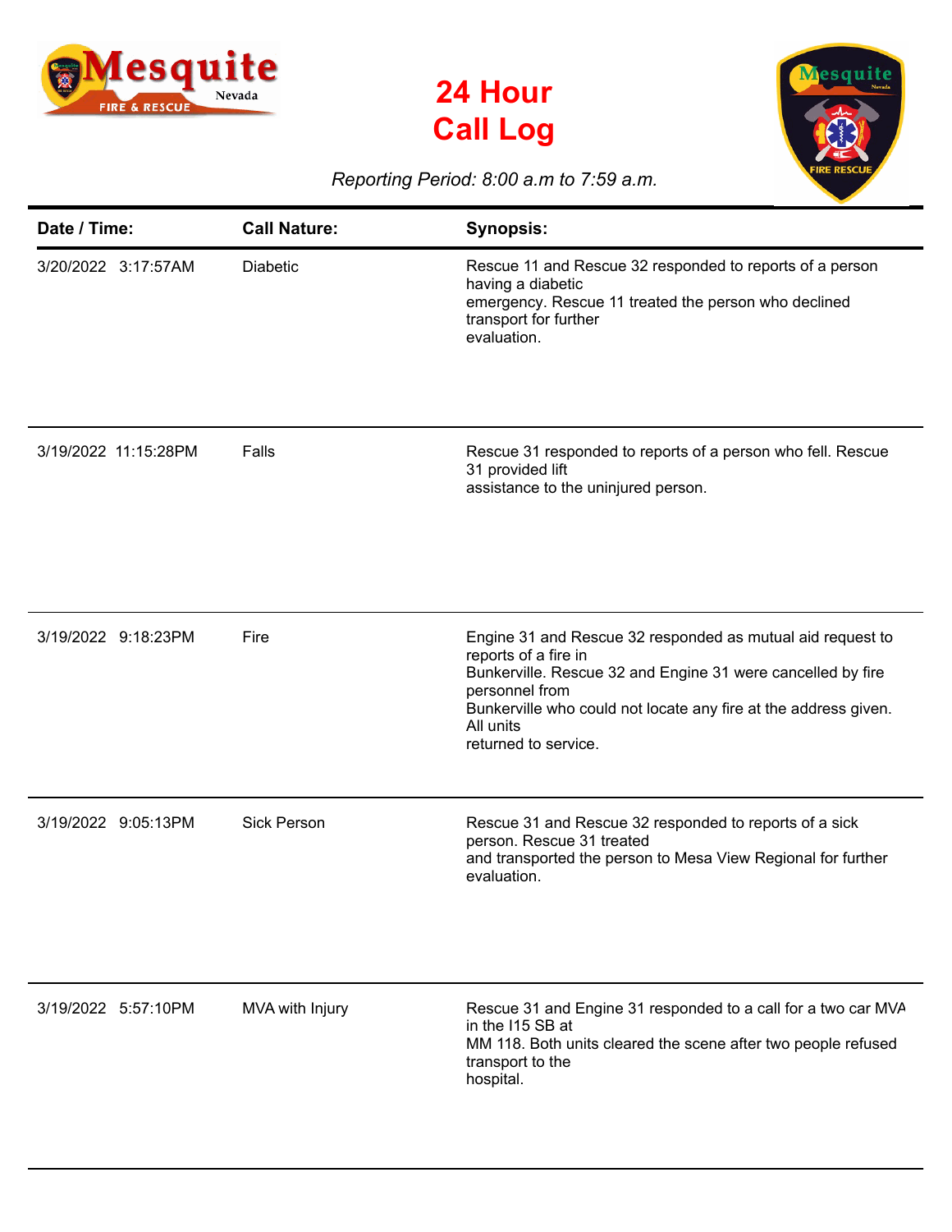# 24 Hour Call Log

*Reporting Period: 8:00 a.m to 7:59 a.m.*

| Date / Time: | Call Nature: | Synopsis: |
|---|---|---|
| 3/20/2022 3:17:57AM | Diabetic | Rescue 11 and Rescue 32 responded to reports of a person having a diabetic emergency. Rescue 11 treated the person who declined transport for further evaluation. |
| 3/19/2022 11:15:28PM | Falls | Rescue 31 responded to reports of a person who fell. Rescue 31 provided lift assistance to the uninjured person. |
| 3/19/2022 9:18:23PM | Fire | Engine 31 and Rescue 32 responded as mutual aid request to reports of a fire in Bunkerville. Rescue 32 and Engine 31 were cancelled by fire personnel from Bunkerville who could not locate any fire at the address given. All units returned to service. |
| 3/19/2022 9:05:13PM | Sick Person | Rescue 31 and Rescue 32 responded to reports of a sick person. Rescue 31 treated and transported the person to Mesa View Regional for further evaluation. |
| 3/19/2022 5:57:10PM | MVA with Injury | Rescue 31 and Engine 31 responded to a call for a two car MVA in the I15 SB at MM 118. Both units cleared the scene after two people refused transport to the hospital. |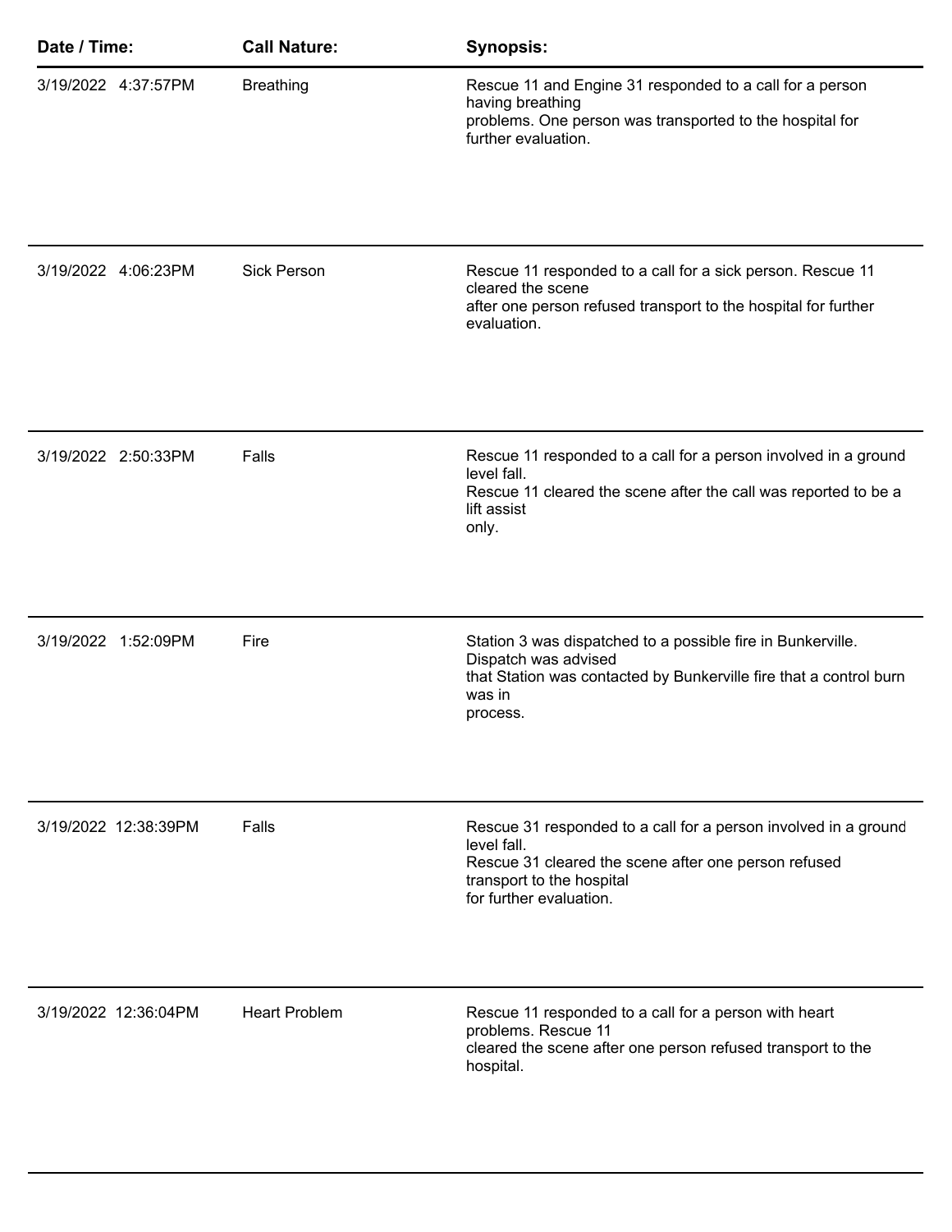| Date / Time: | Call Nature: | Synopsis: |
|---|---|---|
| 3/19/2022 4:37:57PM | Breathing | Rescue 11 and Engine 31 responded to a call for a person having breathing problems. One person was transported to the hospital for further evaluation. |
| 3/19/2022 4:06:23PM | Sick Person | Rescue 11 responded to a call for a sick person. Rescue 11 cleared the scene after one person refused transport to the hospital for further evaluation. |
| 3/19/2022 2:50:33PM | Falls | Rescue 11 responded to a call for a person involved in a ground level fall. Rescue 11 cleared the scene after the call was reported to be a lift assist only. |
| 3/19/2022 1:52:09PM | Fire | Station 3 was dispatched to a possible fire in Bunkerville. Dispatch was advised that Station was contacted by Bunkerville fire that a control burn was in process. |
| 3/19/2022 12:38:39PM | Falls | Rescue 31 responded to a call for a person involved in a ground level fall. Rescue 31 cleared the scene after one person refused transport to the hospital for further evaluation. |
| 3/19/2022 12:36:04PM | Heart Problem | Rescue 11 responded to a call for a person with heart problems. Rescue 11 cleared the scene after one person refused transport to the hospital. |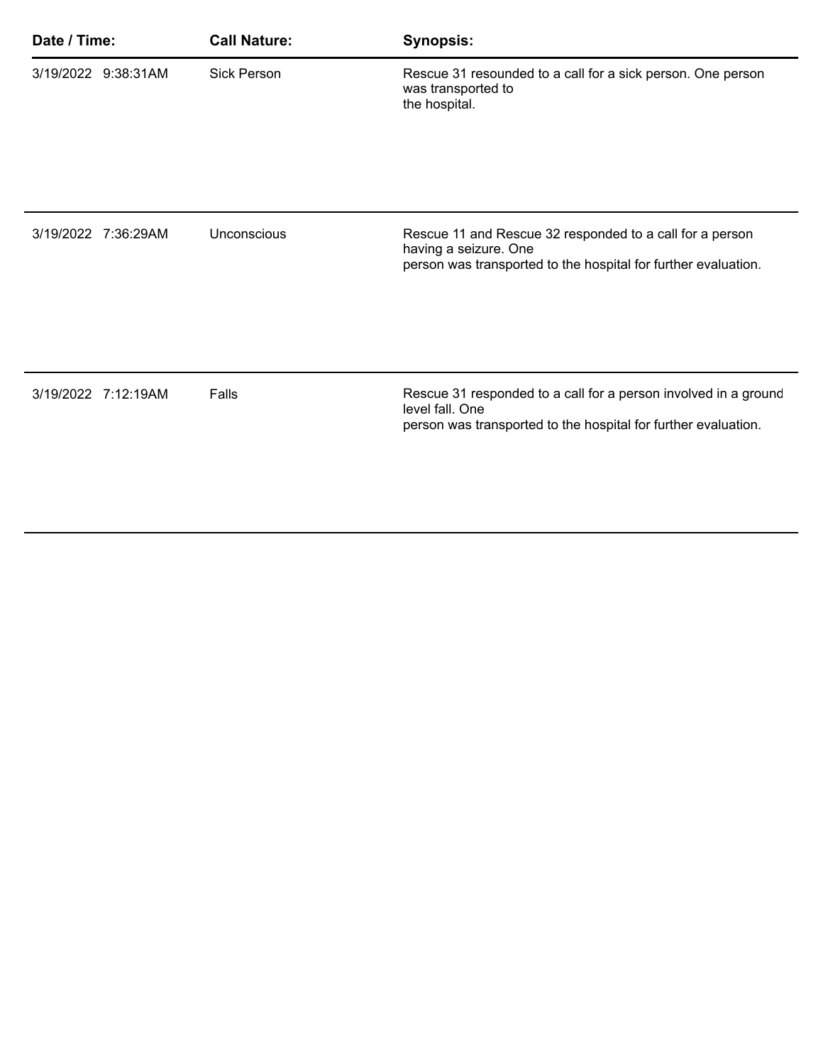| Date / Time: | Call Nature: | Synopsis: |
| --- | --- | --- |
| 3/19/2022 9:38:31AM | Sick Person | Rescue 31 resounded to a call for a sick person. One person was transported to the hospital. |
| 3/19/2022 7:36:29AM | Unconscious | Rescue 11 and Rescue 32 responded to a call for a person having a seizure. One person was transported to the hospital for further evaluation. |
| 3/19/2022 7:12:19AM | Falls | Rescue 31 responded to a call for a person involved in a ground level fall. One person was transported to the hospital for further evaluation. |